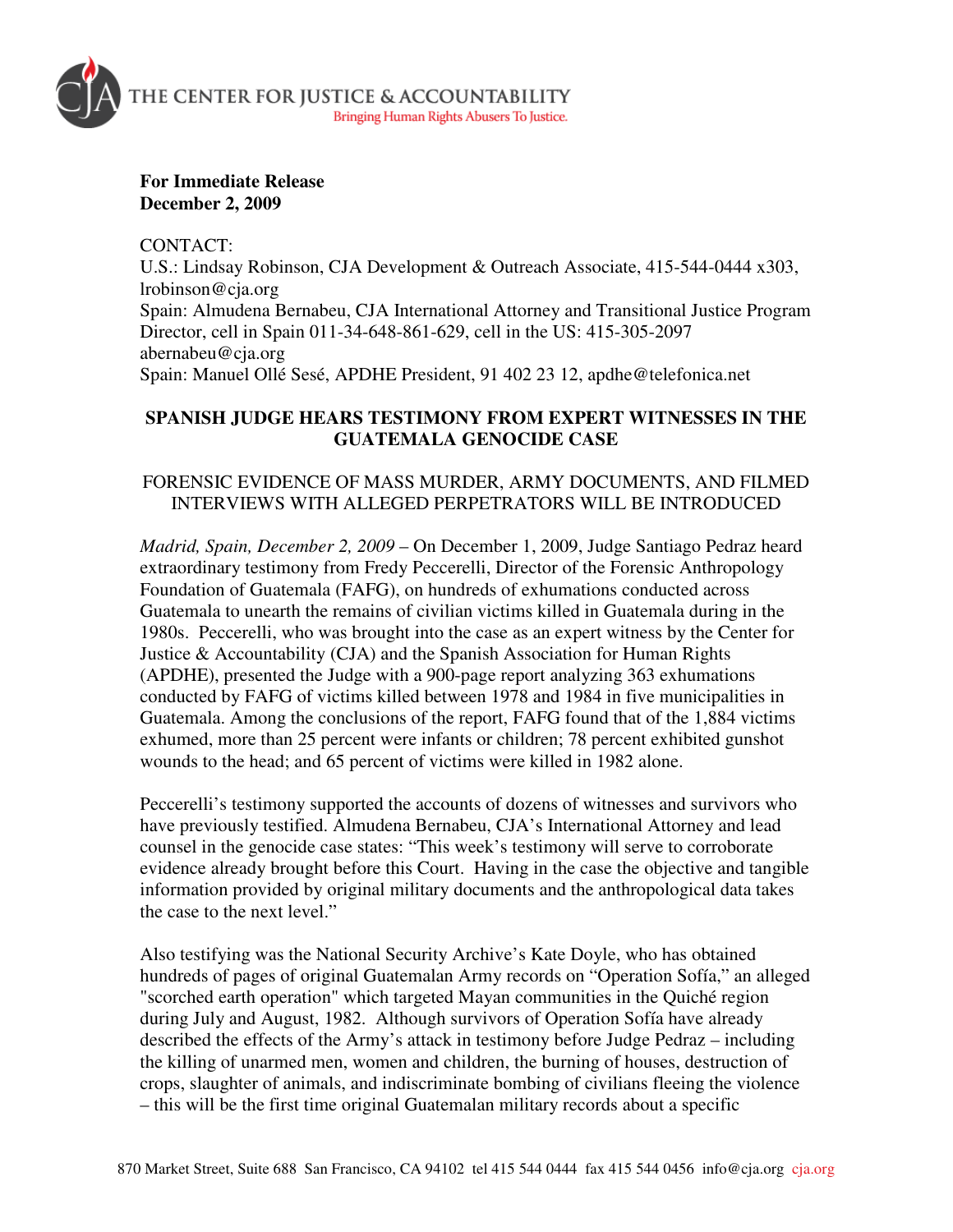THE CENTER FOR JUSTICE & ACCOUNTABILITY
Bringing Human Rights Abusers To Justice.

**For Immediate Release**
**December 2, 2009**

CONTACT:
U.S.: Lindsay Robinson, CJA Development & Outreach Associate, 415-544-0444 x303, lrobinson@cja.org
Spain: Almudena Bernabeu, CJA International Attorney and Transitional Justice Program Director, cell in Spain 011-34-648-861-629, cell in the US: 415-305-2097 abernabeu@cja.org
Spain: Manuel Ollé Sesé, APDHE President, 91 402 23 12, apdhe@telefonica.net

## SPANISH JUDGE HEARS TESTIMONY FROM EXPERT WITNESSES IN THE GUATEMALA GENOCIDE CASE

### FORENSIC EVIDENCE OF MASS MURDER, ARMY DOCUMENTS, AND FILMED INTERVIEWS WITH ALLEGED PERPETRATORS WILL BE INTRODUCED

*Madrid, Spain, December 2, 2009* – On December 1, 2009, Judge Santiago Pedraz heard extraordinary testimony from Fredy Peccerelli, Director of the Forensic Anthropology Foundation of Guatemala (FAFG), on hundreds of exhumations conducted across Guatemala to unearth the remains of civilian victims killed in Guatemala during in the 1980s. Peccerelli, who was brought into the case as an expert witness by the Center for Justice & Accountability (CJA) and the Spanish Association for Human Rights (APDHE), presented the Judge with a 900-page report analyzing 363 exhumations conducted by FAFG of victims killed between 1978 and 1984 in five municipalities in Guatemala. Among the conclusions of the report, FAFG found that of the 1,884 victims exhumed, more than 25 percent were infants or children; 78 percent exhibited gunshot wounds to the head; and 65 percent of victims were killed in 1982 alone.

Peccerelli's testimony supported the accounts of dozens of witnesses and survivors who have previously testified. Almudena Bernabeu, CJA's International Attorney and lead counsel in the genocide case states: "This week's testimony will serve to corroborate evidence already brought before this Court. Having in the case the objective and tangible information provided by original military documents and the anthropological data takes the case to the next level."

Also testifying was the National Security Archive's Kate Doyle, who has obtained hundreds of pages of original Guatemalan Army records on "Operation Sofía," an alleged "scorched earth operation" which targeted Mayan communities in the Quiché region during July and August, 1982. Although survivors of Operation Sofía have already described the effects of the Army's attack in testimony before Judge Pedraz – including the killing of unarmed men, women and children, the burning of houses, destruction of crops, slaughter of animals, and indiscriminate bombing of civilians fleeing the violence – this will be the first time original Guatemalan military records about a specific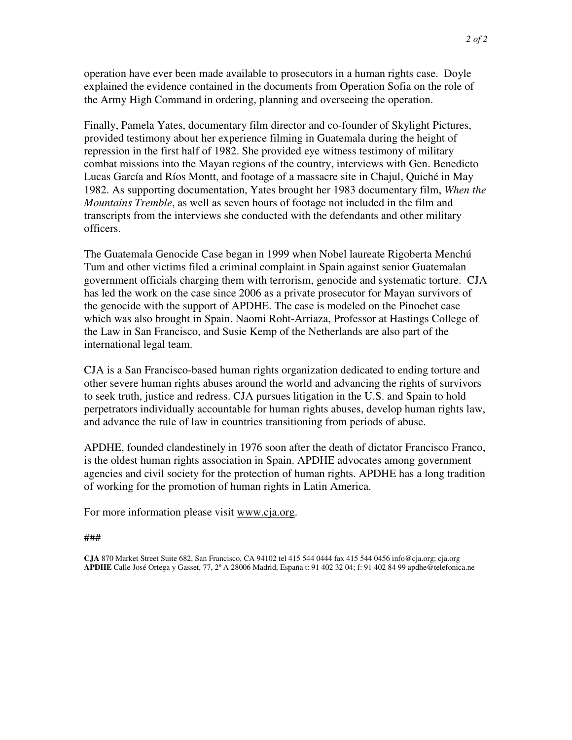operation have ever been made available to prosecutors in a human rights case. Doyle explained the evidence contained in the documents from Operation Sofia on the role of the Army High Command in ordering, planning and overseeing the operation.

Finally, Pamela Yates, documentary film director and co-founder of Skylight Pictures, provided testimony about her experience filming in Guatemala during the height of repression in the first half of 1982. She provided eye witness testimony of military combat missions into the Mayan regions of the country, interviews with Gen. Benedicto Lucas García and Ríos Montt, and footage of a massacre site in Chajul, Quiché in May 1982. As supporting documentation, Yates brought her 1983 documentary film, *When the Mountains Tremble*, as well as seven hours of footage not included in the film and transcripts from the interviews she conducted with the defendants and other military officers.

The Guatemala Genocide Case began in 1999 when Nobel laureate Rigoberta Menchú Tum and other victims filed a criminal complaint in Spain against senior Guatemalan government officials charging them with terrorism, genocide and systematic torture. CJA has led the work on the case since 2006 as a private prosecutor for Mayan survivors of the genocide with the support of APDHE. The case is modeled on the Pinochet case which was also brought in Spain. Naomi Roht-Arriaza, Professor at Hastings College of the Law in San Francisco, and Susie Kemp of the Netherlands are also part of the international legal team.

CJA is a San Francisco-based human rights organization dedicated to ending torture and other severe human rights abuses around the world and advancing the rights of survivors to seek truth, justice and redress. CJA pursues litigation in the U.S. and Spain to hold perpetrators individually accountable for human rights abuses, develop human rights law, and advance the rule of law in countries transitioning from periods of abuse.

APDHE, founded clandestinely in 1976 soon after the death of dictator Francisco Franco, is the oldest human rights association in Spain. APDHE advocates among government agencies and civil society for the protection of human rights. APDHE has a long tradition of working for the promotion of human rights in Latin America.

For more information please visit www.cja.org.

###

**CJA** 870 Market Street Suite 682, San Francisco, CA 94102 tel 415 544 0444 fax 415 544 0456 info@cja.org; cja.org
**APDHE** Calle José Ortega y Gasset, 77, 2º A 28006 Madrid, España t: 91 402 32 04; f: 91 402 84 99 apdhe@telefonica.ne